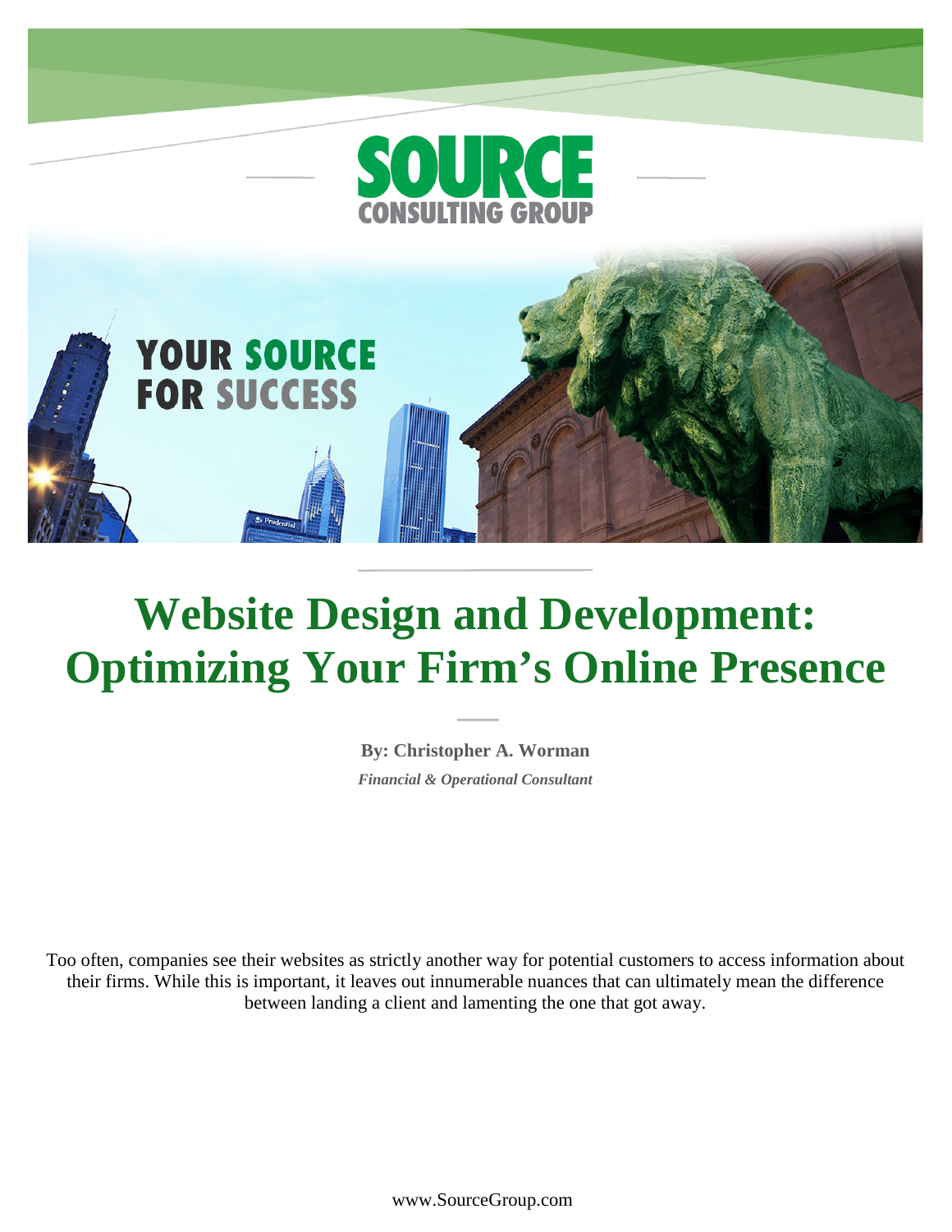SOURCE CONSULTING GROUP

YOUR SOURCE FOR SUCCESS

# Website Design and Development: Optimizing Your Firm's Online Presence

**By: Christopher A. Worman**

***Financial & Operational Consultant***

Too often, companies see their websites as strictly another way for potential customers to access information about their firms. While this is important, it leaves out innumerable nuances that can ultimately mean the difference between landing a client and lamenting the one that got away.

www.SourceGroup.com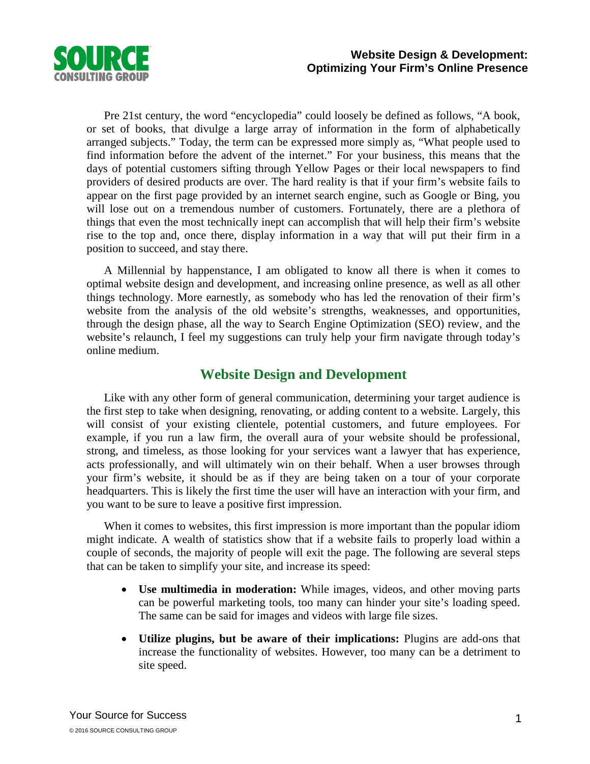Pre 21st century, the word "encyclopedia" could loosely be defined as follows, "A book, or set of books, that divulge a large array of information in the form of alphabetically arranged subjects." Today, the term can be expressed more simply as, "What people used to find information before the advent of the internet." For your business, this means that the days of potential customers sifting through Yellow Pages or their local newspapers to find providers of desired products are over. The hard reality is that if your firm's website fails to appear on the first page provided by an internet search engine, such as Google or Bing, you will lose out on a tremendous number of customers. Fortunately, there are a plethora of things that even the most technically inept can accomplish that will help their firm's website rise to the top and, once there, display information in a way that will put their firm in a position to succeed, and stay there.

A Millennial by happenstance, I am obligated to know all there is when it comes to optimal website design and development, and increasing online presence, as well as all other things technology. More earnestly, as somebody who has led the renovation of their firm's website from the analysis of the old website's strengths, weaknesses, and opportunities, through the design phase, all the way to Search Engine Optimization (SEO) review, and the website's relaunch, I feel my suggestions can truly help your firm navigate through today's online medium.

## Website Design and Development

Like with any other form of general communication, determining your target audience is the first step to take when designing, renovating, or adding content to a website. Largely, this will consist of your existing clientele, potential customers, and future employees. For example, if you run a law firm, the overall aura of your website should be professional, strong, and timeless, as those looking for your services want a lawyer that has experience, acts professionally, and will ultimately win on their behalf. When a user browses through your firm's website, it should be as if they are being taken on a tour of your corporate headquarters. This is likely the first time the user will have an interaction with your firm, and you want to be sure to leave a positive first impression.

When it comes to websites, this first impression is more important than the popular idiom might indicate. A wealth of statistics show that if a website fails to properly load within a couple of seconds, the majority of people will exit the page. The following are several steps that can be taken to simplify your site, and increase its speed:

- **Use multimedia in moderation:** While images, videos, and other moving parts can be powerful marketing tools, too many can hinder your site's loading speed. The same can be said for images and videos with large file sizes.
- **Utilize plugins, but be aware of their implications:** Plugins are add-ons that increase the functionality of websites. However, too many can be a detriment to site speed.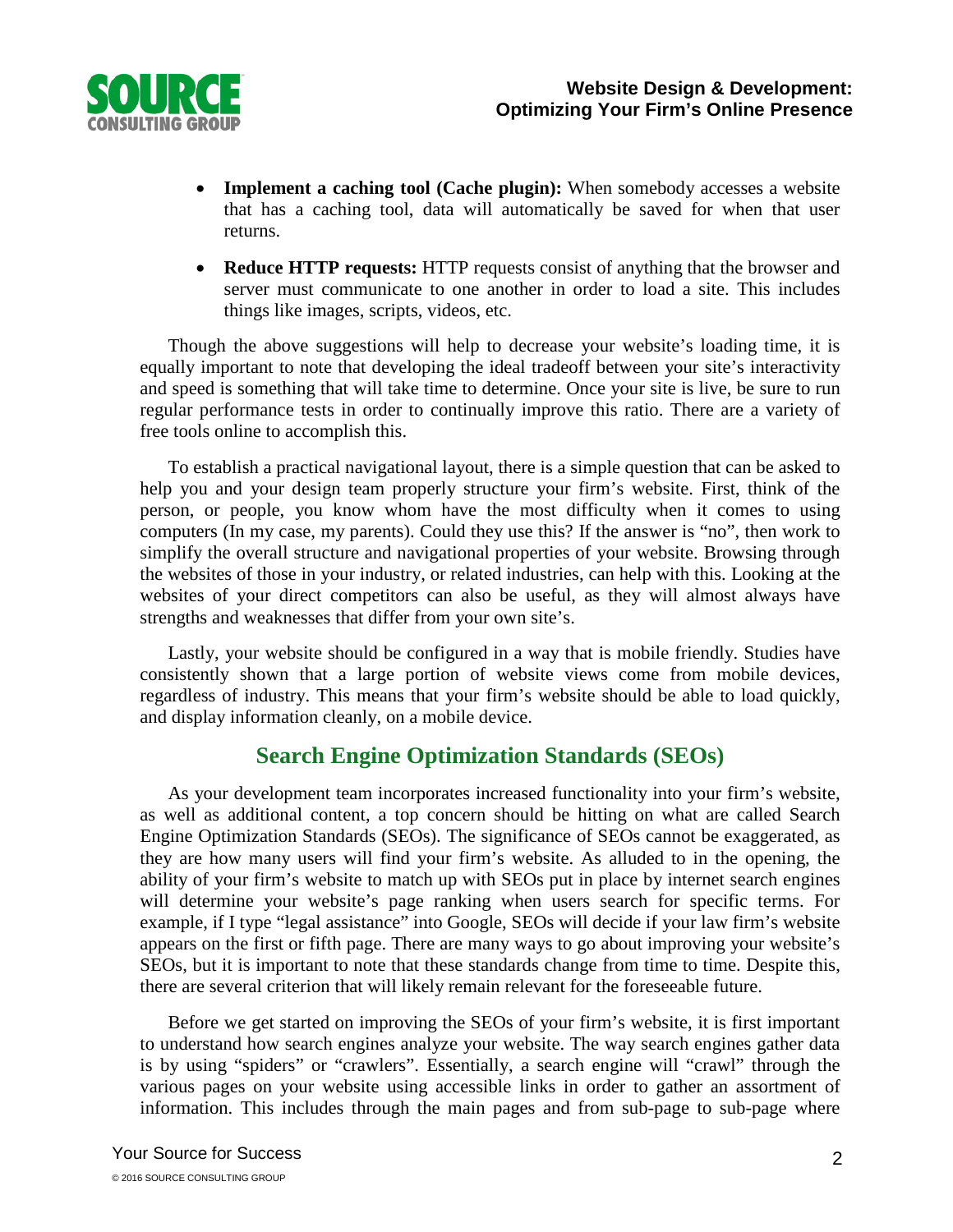- **Implement a caching tool (Cache plugin):** When somebody accesses a website that has a caching tool, data will automatically be saved for when that user returns.

- **Reduce HTTP requests:** HTTP requests consist of anything that the browser and server must communicate to one another in order to load a site. This includes things like images, scripts, videos, etc.

Though the above suggestions will help to decrease your website's loading time, it is equally important to note that developing the ideal tradeoff between your site's interactivity and speed is something that will take time to determine. Once your site is live, be sure to run regular performance tests in order to continually improve this ratio. There are a variety of free tools online to accomplish this.

To establish a practical navigational layout, there is a simple question that can be asked to help you and your design team properly structure your firm's website. First, think of the person, or people, you know whom have the most difficulty when it comes to using computers (In my case, my parents). Could they use this? If the answer is "no", then work to simplify the overall structure and navigational properties of your website. Browsing through the websites of those in your industry, or related industries, can help with this. Looking at the websites of your direct competitors can also be useful, as they will almost always have strengths and weaknesses that differ from your own site's.

Lastly, your website should be configured in a way that is mobile friendly. Studies have consistently shown that a large portion of website views come from mobile devices, regardless of industry. This means that your firm's website should be able to load quickly, and display information cleanly, on a mobile device.

## Search Engine Optimization Standards (SEOs)

As your development team incorporates increased functionality into your firm's website, as well as additional content, a top concern should be hitting on what are called Search Engine Optimization Standards (SEOs). The significance of SEOs cannot be exaggerated, as they are how many users will find your firm's website. As alluded to in the opening, the ability of your firm's website to match up with SEOs put in place by internet search engines will determine your website's page ranking when users search for specific terms. For example, if I type "legal assistance" into Google, SEOs will decide if your law firm's website appears on the first or fifth page. There are many ways to go about improving your website's SEOs, but it is important to note that these standards change from time to time. Despite this, there are several criterion that will likely remain relevant for the foreseeable future.

Before we get started on improving the SEOs of your firm's website, it is first important to understand how search engines analyze your website. The way search engines gather data is by using "spiders" or "crawlers". Essentially, a search engine will "crawl" through the various pages on your website using accessible links in order to gather an assortment of information. This includes through the main pages and from sub-page to sub-page where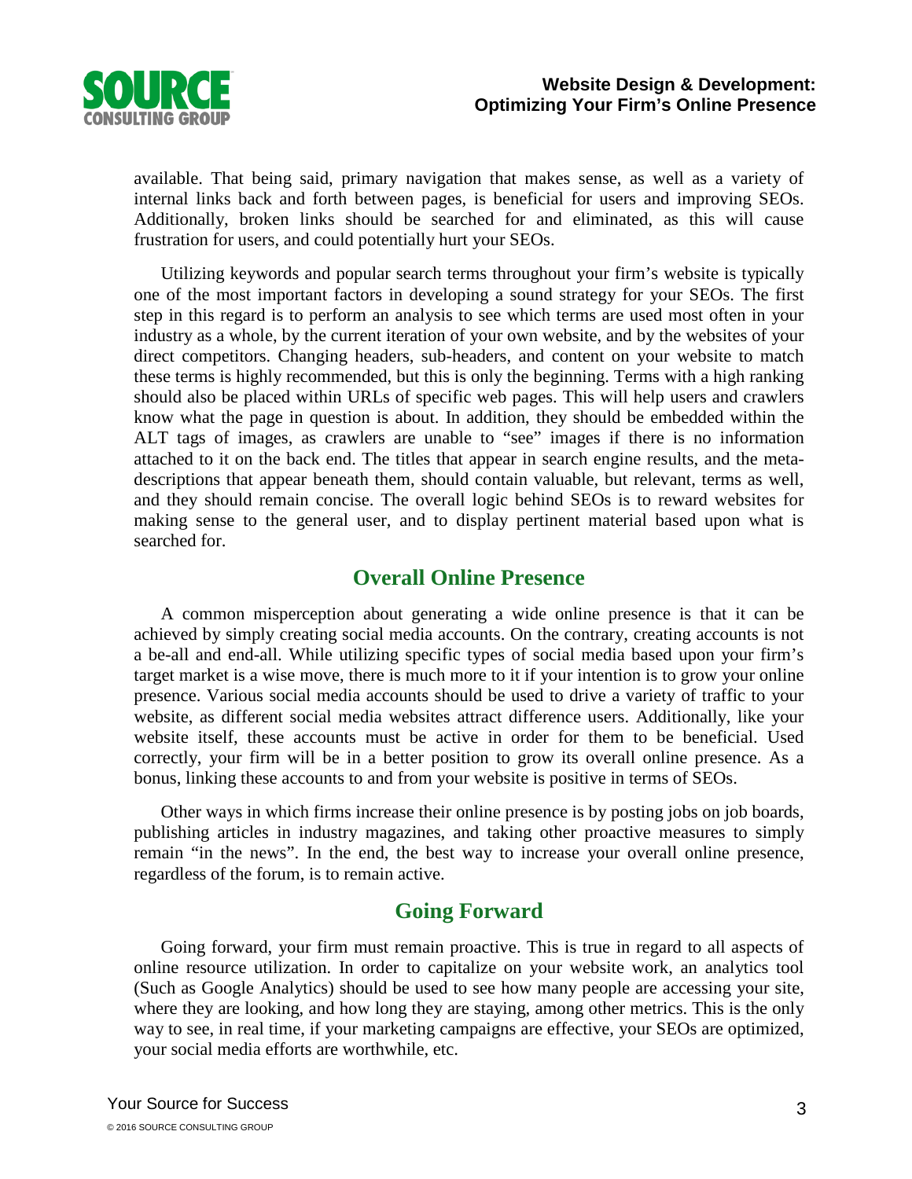available. That being said, primary navigation that makes sense, as well as a variety of internal links back and forth between pages, is beneficial for users and improving SEOs. Additionally, broken links should be searched for and eliminated, as this will cause frustration for users, and could potentially hurt your SEOs.

Utilizing keywords and popular search terms throughout your firm's website is typically one of the most important factors in developing a sound strategy for your SEOs. The first step in this regard is to perform an analysis to see which terms are used most often in your industry as a whole, by the current iteration of your own website, and by the websites of your direct competitors. Changing headers, sub-headers, and content on your website to match these terms is highly recommended, but this is only the beginning. Terms with a high ranking should also be placed within URLs of specific web pages. This will help users and crawlers know what the page in question is about. In addition, they should be embedded within the ALT tags of images, as crawlers are unable to "see" images if there is no information attached to it on the back end. The titles that appear in search engine results, and the meta-descriptions that appear beneath them, should contain valuable, but relevant, terms as well, and they should remain concise. The overall logic behind SEOs is to reward websites for making sense to the general user, and to display pertinent material based upon what is searched for.

## Overall Online Presence

A common misperception about generating a wide online presence is that it can be achieved by simply creating social media accounts. On the contrary, creating accounts is not a be-all and end-all. While utilizing specific types of social media based upon your firm's target market is a wise move, there is much more to it if your intention is to grow your online presence. Various social media accounts should be used to drive a variety of traffic to your website, as different social media websites attract difference users. Additionally, like your website itself, these accounts must be active in order for them to be beneficial. Used correctly, your firm will be in a better position to grow its overall online presence. As a bonus, linking these accounts to and from your website is positive in terms of SEOs.

Other ways in which firms increase their online presence is by posting jobs on job boards, publishing articles in industry magazines, and taking other proactive measures to simply remain "in the news". In the end, the best way to increase your overall online presence, regardless of the forum, is to remain active.

## Going Forward

Going forward, your firm must remain proactive. This is true in regard to all aspects of online resource utilization. In order to capitalize on your website work, an analytics tool (Such as Google Analytics) should be used to see how many people are accessing your site, where they are looking, and how long they are staying, among other metrics. This is the only way to see, in real time, if your marketing campaigns are effective, your SEOs are optimized, your social media efforts are worthwhile, etc.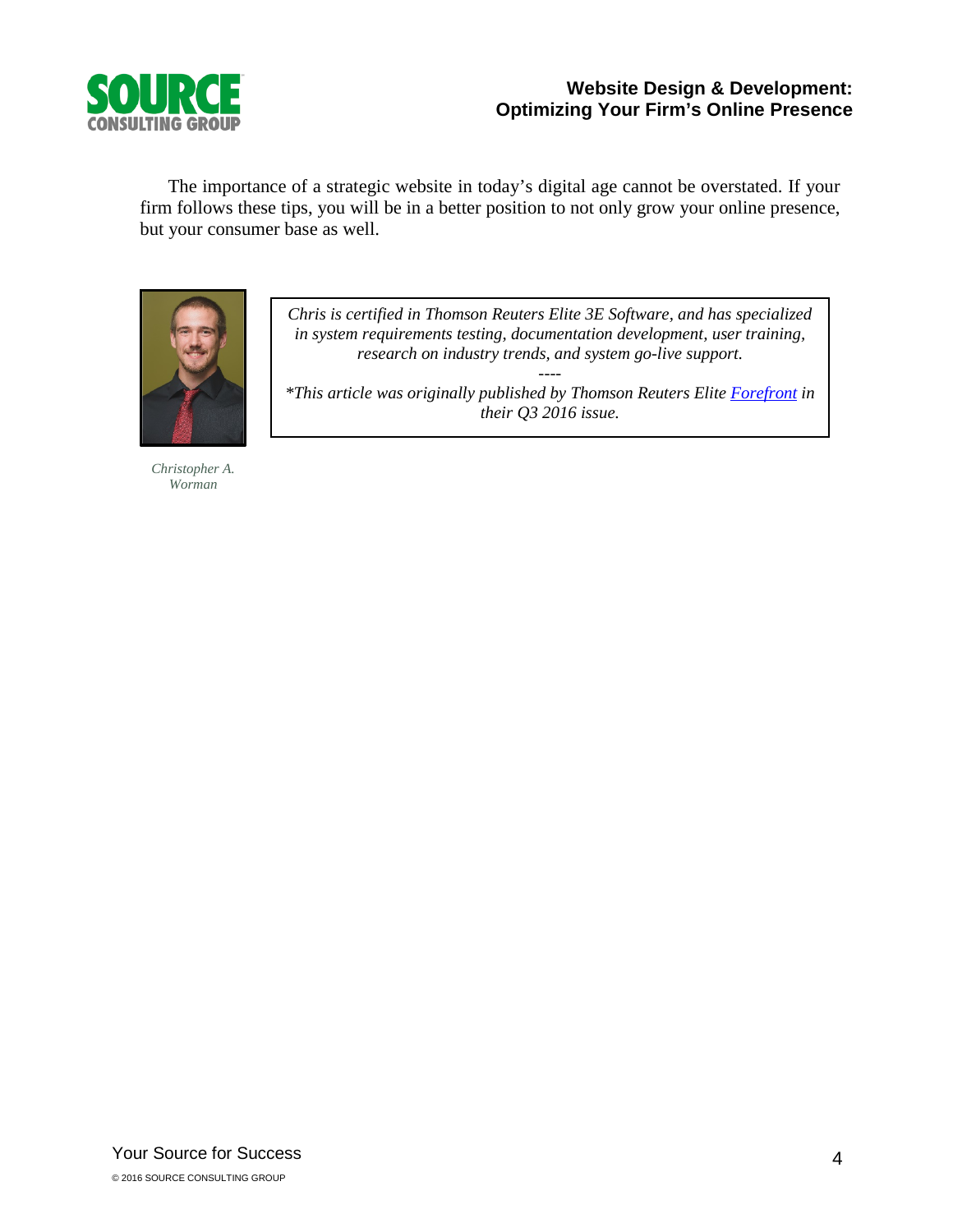The importance of a strategic website in today's digital age cannot be overstated. If your firm follows these tips, you will be in a better position to not only grow your online presence, but your consumer base as well.

*Christopher A. Worman*

*Chris is certified in Thomson Reuters Elite 3E Software, and has specialized in system requirements testing, documentation development, user training, research on industry trends, and system go-live support.*

*----*

*\*This article was originally published by Thomson Reuters Elite [Forefront] in their Q3 2016 issue.*